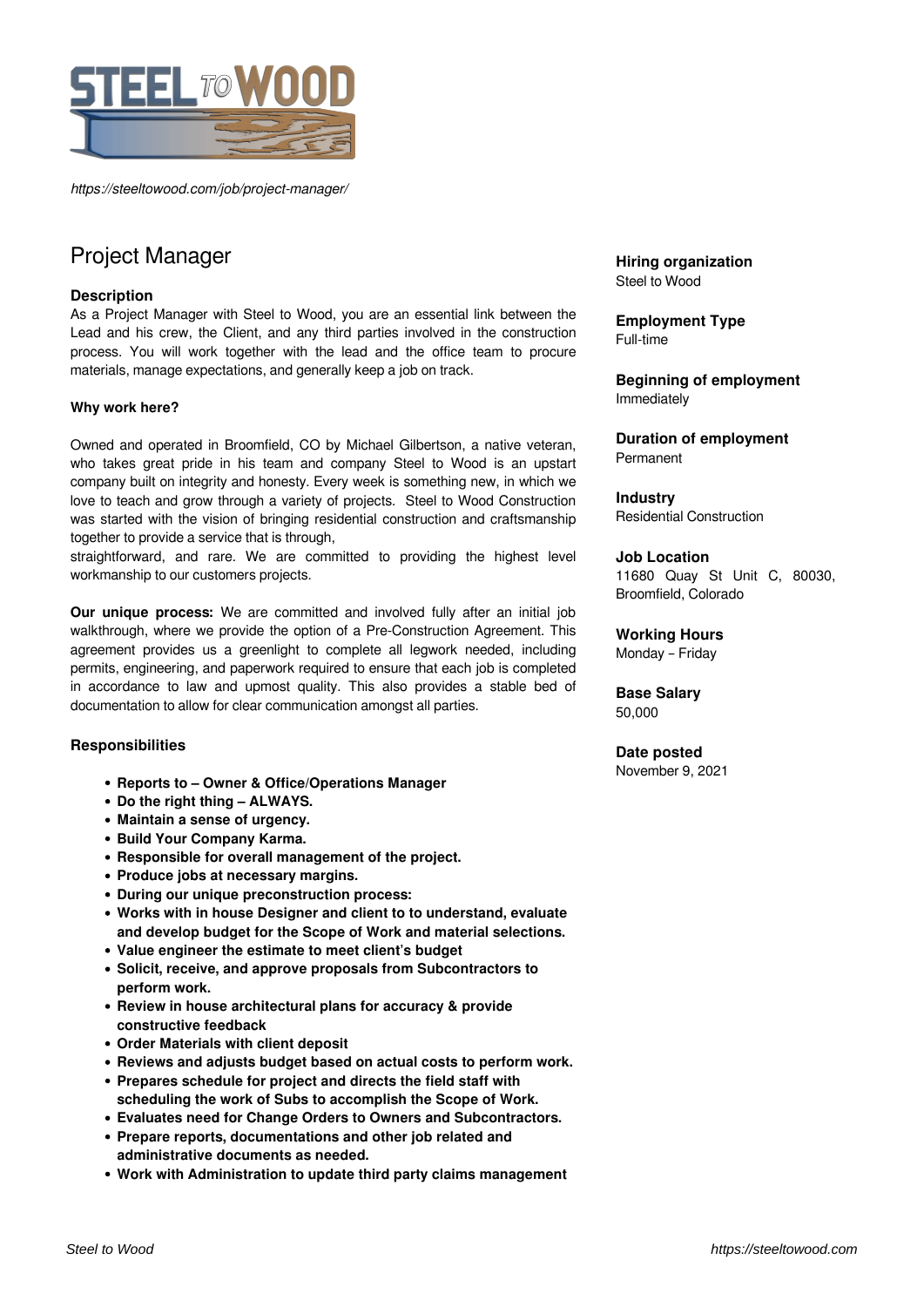*https://steeltowood.com/job/project-manager/*

# Project Manager

**Hiring organization**
Steel to Wood

**Employment Type**
Full-time

**Beginning of employment**
Immediately

**Duration of employment**
Permanent

**Industry**
Residential Construction

**Job Location**
11680 Quay St Unit C, 80030, Broomfield, Colorado

**Working Hours**
Monday – Friday

**Base Salary**
50,000

**Date posted**
November 9, 2021

### Description

As a Project Manager with Steel to Wood, you are an essential link between the Lead and his crew, the Client, and any third parties involved in the construction process. You will work together with the lead and the office team to procure materials, manage expectations, and generally keep a job on track.

**Why work here?**

Owned and operated in Broomfield, CO by Michael Gilbertson, a native veteran, who takes great pride in his team and company Steel to Wood is an upstart company built on integrity and honesty. Every week is something new, in which we love to teach and grow through a variety of projects. Steel to Wood Construction was started with the vision of bringing residential construction and craftsmanship together to provide a service that is through,
straightforward, and rare. We are committed to providing the highest level workmanship to our customers projects.

**Our unique process:** We are committed and involved fully after an initial job walkthrough, where we provide the option of a Pre-Construction Agreement. This agreement provides us a greenlight to complete all legwork needed, including permits, engineering, and paperwork required to ensure that each job is completed in accordance to law and upmost quality. This also provides a stable bed of documentation to allow for clear communication amongst all parties.

### Responsibilities

- **Reports to – Owner & Office/Operations Manager**
- **Do the right thing – ALWAYS.**
- **Maintain a sense of urgency.**
- **Build Your Company Karma.**
- **Responsible for overall management of the project.**
- **Produce jobs at necessary margins.**
- **During our unique preconstruction process:**
- **Works with in house Designer and client to to understand, evaluate and develop budget for the Scope of Work and material selections.**
- **Value engineer the estimate to meet client's budget**
- **Solicit, receive, and approve proposals from Subcontractors to perform work.**
- **Review in house architectural plans for accuracy & provide constructive feedback**
- **Order Materials with client deposit**
- **Reviews and adjusts budget based on actual costs to perform work.**
- **Prepares schedule for project and directs the field staff with scheduling the work of Subs to accomplish the Scope of Work.**
- **Evaluates need for Change Orders to Owners and Subcontractors.**
- **Prepare reports, documentations and other job related and administrative documents as needed.**
- **Work with Administration to update third party claims management**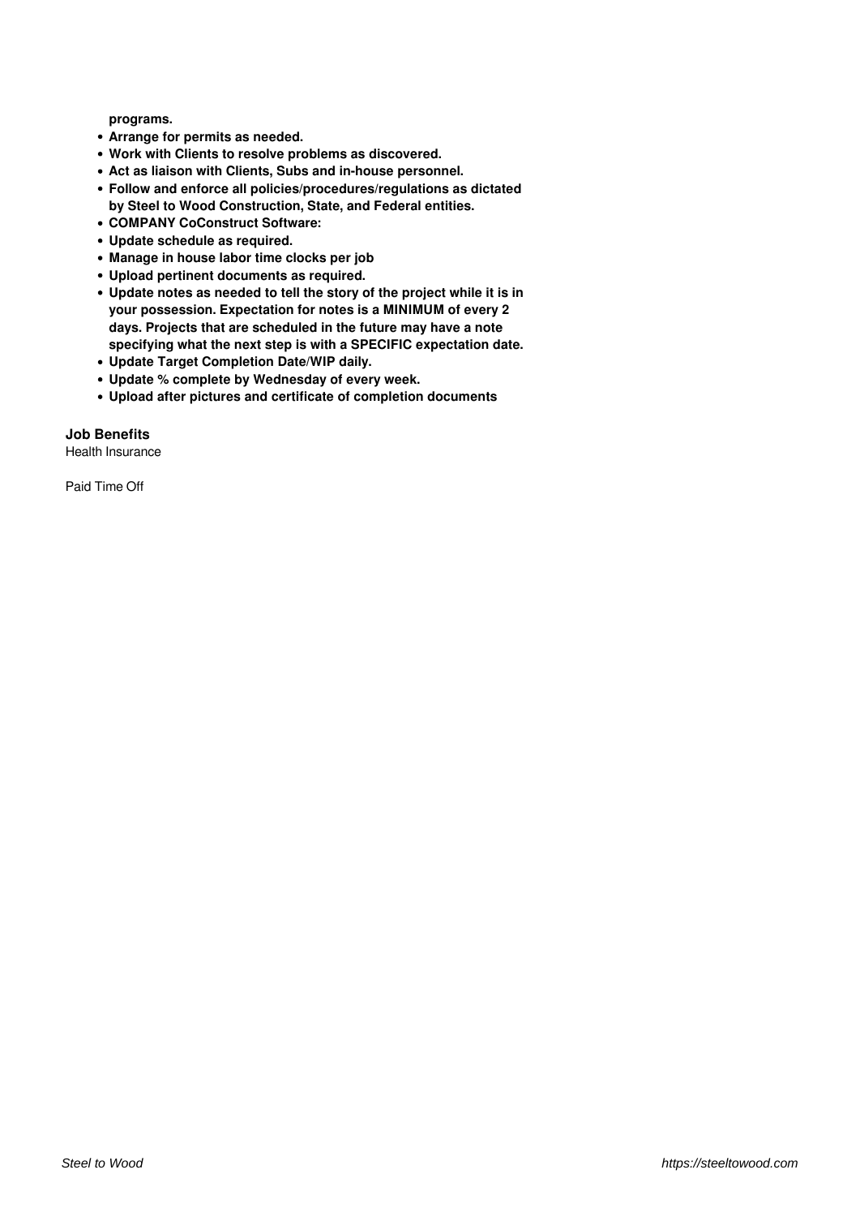**programs.**

- **Arrange for permits as needed.**
- **Work with Clients to resolve problems as discovered.**
- **Act as liaison with Clients, Subs and in-house personnel.**
- **Follow and enforce all policies/procedures/regulations as dictated by Steel to Wood Construction, State, and Federal entities.**
- **COMPANY CoConstruct Software:**
- **Update schedule as required.**
- **Manage in house labor time clocks per job**
- **Upload pertinent documents as required.**
- **Update notes as needed to tell the story of the project while it is in your possession. Expectation for notes is a MINIMUM of every 2 days. Projects that are scheduled in the future may have a note specifying what the next step is with a SPECIFIC expectation date.**
- **Update Target Completion Date/WIP daily.**
- **Update % complete by Wednesday of every week.**
- **Upload after pictures and certificate of completion documents**

**Job Benefits**

Health Insurance

Paid Time Off